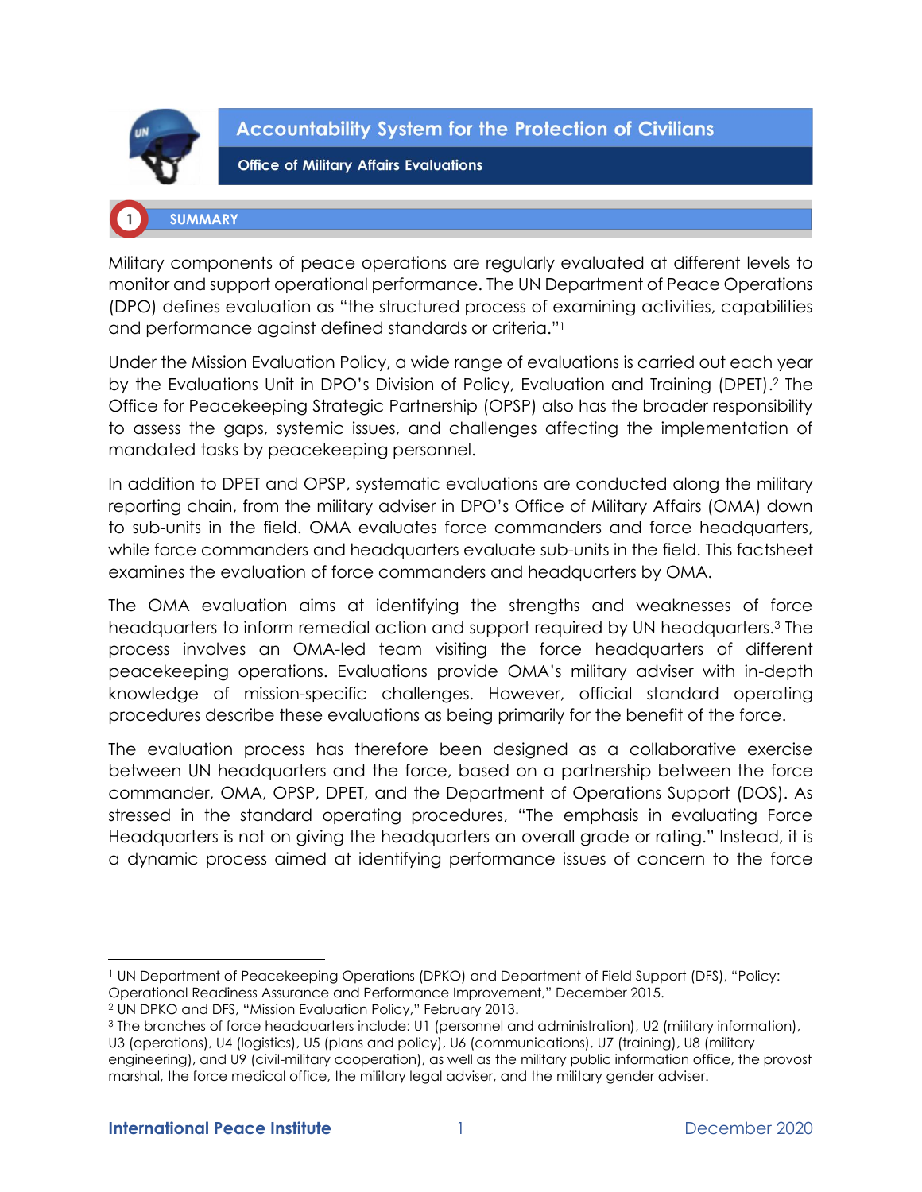# Accountability System for the Protection of Civilians

## Office of Military Affairs Evaluations

## 1 SUMMARY

Military components of peace operations are regularly evaluated at different levels to monitor and support operational performance. The UN Department of Peace Operations (DPO) defines evaluation as "the structured process of examining activities, capabilities and performance against defined standards or criteria."[1]

Under the Mission Evaluation Policy, a wide range of evaluations is carried out each year by the Evaluations Unit in DPO's Division of Policy, Evaluation and Training (DPET).[2] The Office for Peacekeeping Strategic Partnership (OPSP) also has the broader responsibility to assess the gaps, systemic issues, and challenges affecting the implementation of mandated tasks by peacekeeping personnel.

In addition to DPET and OPSP, systematic evaluations are conducted along the military reporting chain, from the military adviser in DPO's Office of Military Affairs (OMA) down to sub-units in the field. OMA evaluates force commanders and force headquarters, while force commanders and headquarters evaluate sub-units in the field. This factsheet examines the evaluation of force commanders and headquarters by OMA.

The OMA evaluation aims at identifying the strengths and weaknesses of force headquarters to inform remedial action and support required by UN headquarters.[3] The process involves an OMA-led team visiting the force headquarters of different peacekeeping operations. Evaluations provide OMA's military adviser with in-depth knowledge of mission-specific challenges. However, official standard operating procedures describe these evaluations as being primarily for the benefit of the force.

The evaluation process has therefore been designed as a collaborative exercise between UN headquarters and the force, based on a partnership between the force commander, OMA, OPSP, DPET, and the Department of Operations Support (DOS). As stressed in the standard operating procedures, "The emphasis in evaluating Force Headquarters is not on giving the headquarters an overall grade or rating." Instead, it is a dynamic process aimed at identifying performance issues of concern to the force

---

[1] UN Department of Peacekeeping Operations (DPKO) and Department of Field Support (DFS), "Policy: Operational Readiness Assurance and Performance Improvement," December 2015.

[2] UN DPKO and DFS, "Mission Evaluation Policy," February 2013.

[3] The branches of force headquarters include: U1 (personnel and administration), U2 (military information), U3 (operations), U4 (logistics), U5 (plans and policy), U6 (communications), U7 (training), U8 (military engineering), and U9 (civil-military cooperation), as well as the military public information office, the provost marshal, the force medical office, the military legal adviser, and the military gender adviser.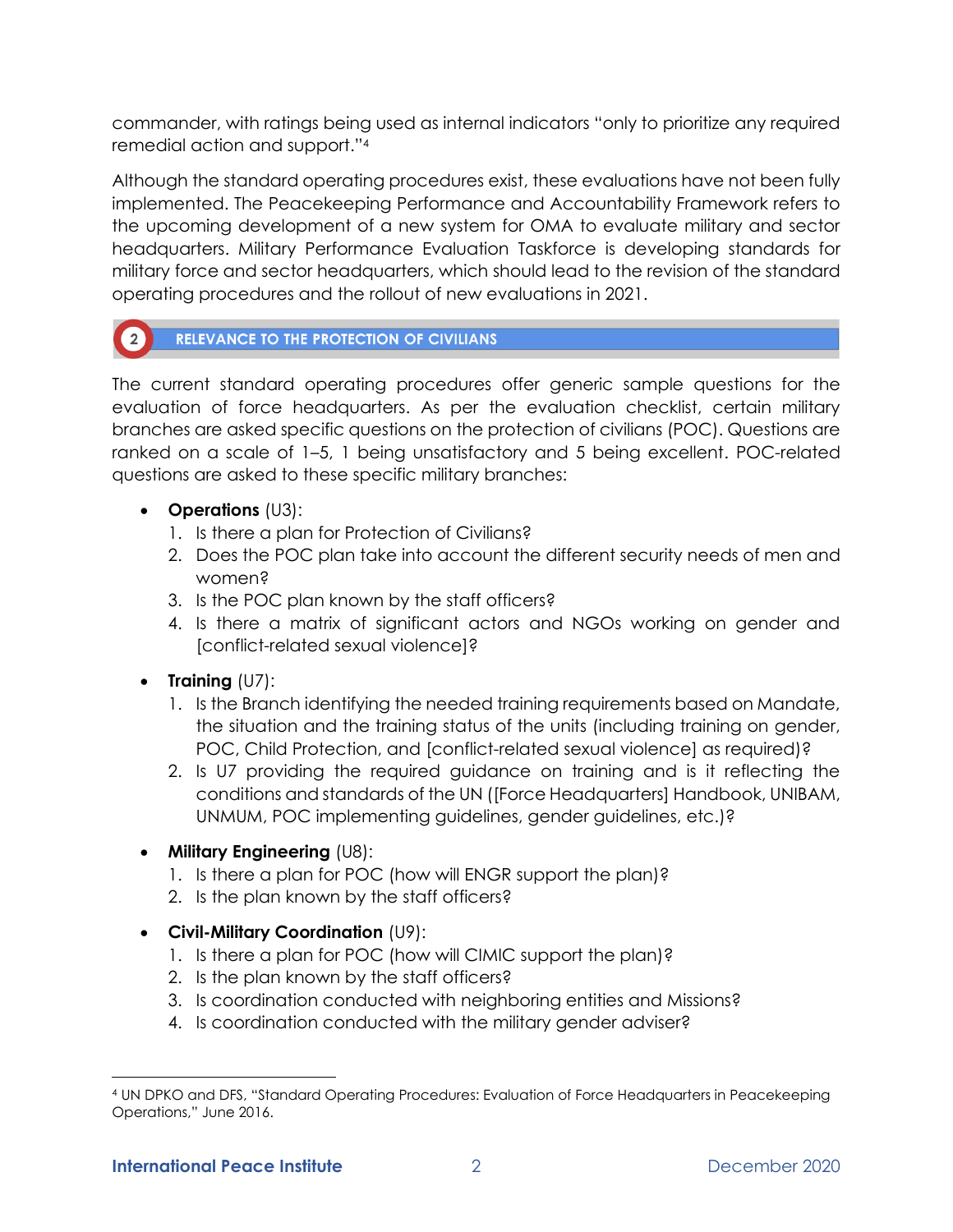commander, with ratings being used as internal indicators "only to prioritize any required remedial action and support."[4]

Although the standard operating procedures exist, these evaluations have not been fully implemented. The Peacekeeping Performance and Accountability Framework refers to the upcoming development of a new system for OMA to evaluate military and sector headquarters. Military Performance Evaluation Taskforce is developing standards for military force and sector headquarters, which should lead to the revision of the standard operating procedures and the rollout of new evaluations in 2021.

## 2 RELEVANCE TO THE PROTECTION OF CIVILIANS

The current standard operating procedures offer generic sample questions for the evaluation of force headquarters. As per the evaluation checklist, certain military branches are asked specific questions on the protection of civilians (POC). Questions are ranked on a scale of 1–5, 1 being unsatisfactory and 5 being excellent. POC-related questions are asked to these specific military branches:

- **Operations** (U3):
  1. Is there a plan for Protection of Civilians?
  2. Does the POC plan take into account the different security needs of men and women?
  3. Is the POC plan known by the staff officers?
  4. Is there a matrix of significant actors and NGOs working on gender and [conflict-related sexual violence]?

- **Training** (U7):
  1. Is the Branch identifying the needed training requirements based on Mandate, the situation and the training status of the units (including training on gender, POC, Child Protection, and [conflict-related sexual violence] as required)?
  2. Is U7 providing the required guidance on training and is it reflecting the conditions and standards of the UN ([Force Headquarters] Handbook, UNIBAM, UNMUM, POC implementing guidelines, gender guidelines, etc.)?

- **Military Engineering** (U8):
  1. Is there a plan for POC (how will ENGR support the plan)?
  2. Is the plan known by the staff officers?

- **Civil-Military Coordination** (U9):
  1. Is there a plan for POC (how will CIMIC support the plan)?
  2. Is the plan known by the staff officers?
  3. Is coordination conducted with neighboring entities and Missions?
  4. Is coordination conducted with the military gender adviser?

---

[4] UN DPKO and DFS, "Standard Operating Procedures: Evaluation of Force Headquarters in Peacekeeping Operations," June 2016.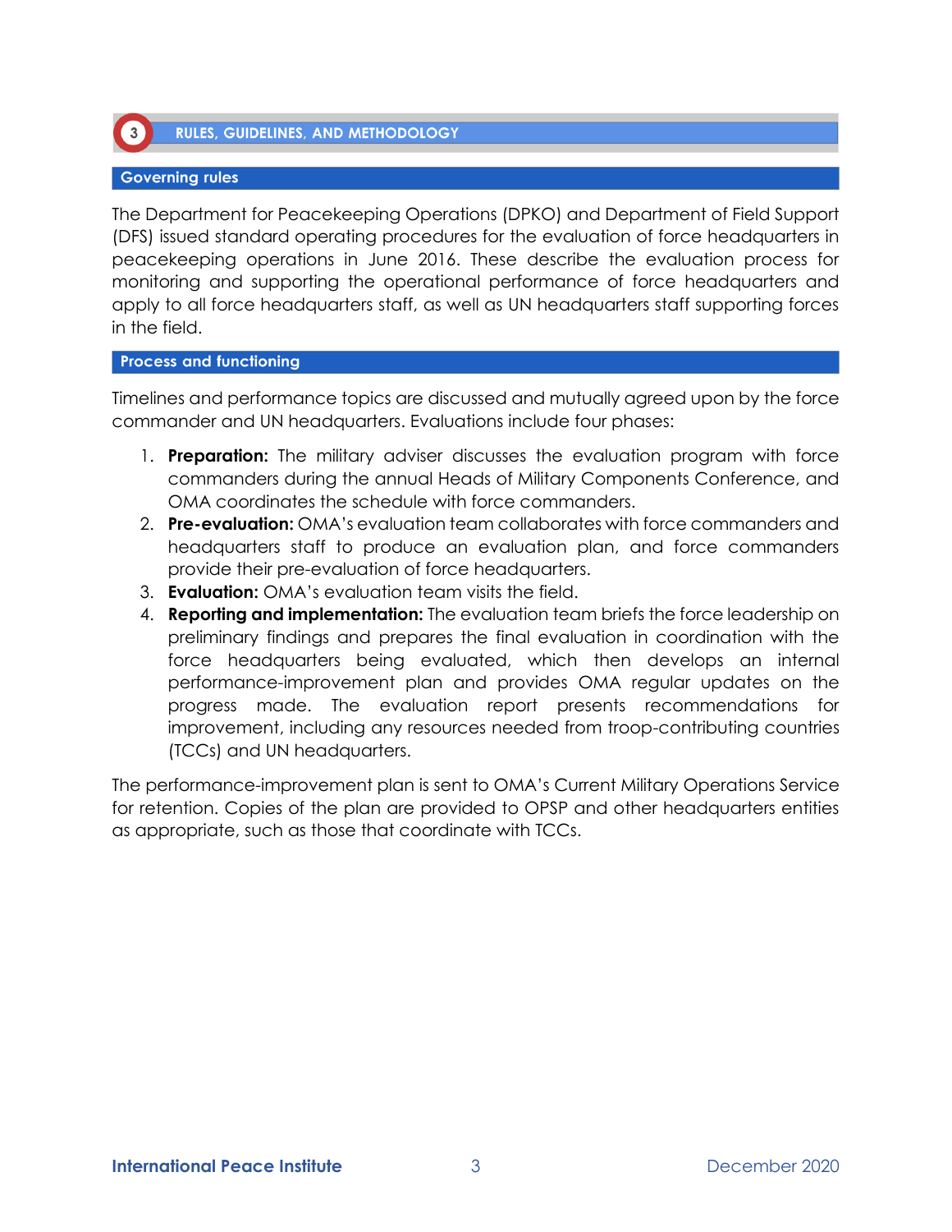## 3 RULES, GUIDELINES, AND METHODOLOGY

### Governing rules

The Department for Peacekeeping Operations (DPKO) and Department of Field Support (DFS) issued standard operating procedures for the evaluation of force headquarters in peacekeeping operations in June 2016. These describe the evaluation process for monitoring and supporting the operational performance of force headquarters and apply to all force headquarters staff, as well as UN headquarters staff supporting forces in the field.

### Process and functioning

Timelines and performance topics are discussed and mutually agreed upon by the force commander and UN headquarters. Evaluations include four phases:

1. **Preparation:** The military adviser discusses the evaluation program with force commanders during the annual Heads of Military Components Conference, and OMA coordinates the schedule with force commanders.
2. **Pre-evaluation:** OMA's evaluation team collaborates with force commanders and headquarters staff to produce an evaluation plan, and force commanders provide their pre-evaluation of force headquarters.
3. **Evaluation:** OMA's evaluation team visits the field.
4. **Reporting and implementation:** The evaluation team briefs the force leadership on preliminary findings and prepares the final evaluation in coordination with the force headquarters being evaluated, which then develops an internal performance-improvement plan and provides OMA regular updates on the progress made. The evaluation report presents recommendations for improvement, including any resources needed from troop-contributing countries (TCCs) and UN headquarters.

The performance-improvement plan is sent to OMA's Current Military Operations Service for retention. Copies of the plan are provided to OPSP and other headquarters entities as appropriate, such as those that coordinate with TCCs.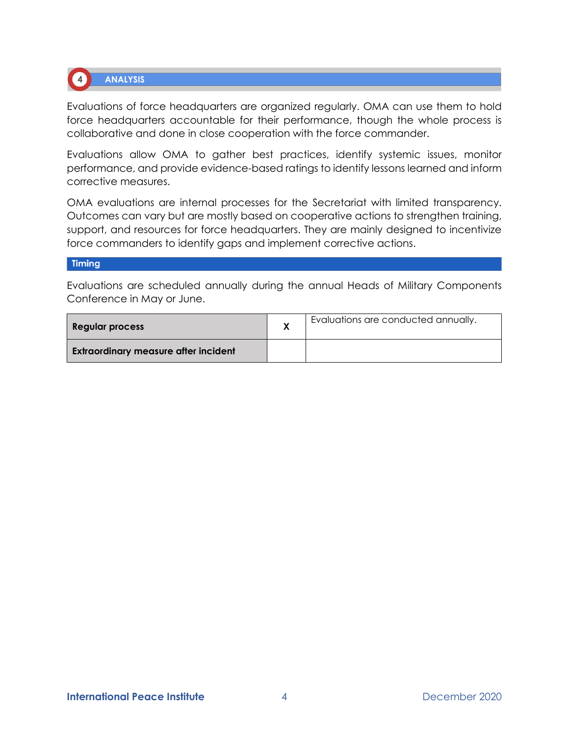## 4 ANALYSIS

Evaluations of force headquarters are organized regularly. OMA can use them to hold force headquarters accountable for their performance, though the whole process is collaborative and done in close cooperation with the force commander.

Evaluations allow OMA to gather best practices, identify systemic issues, monitor performance, and provide evidence-based ratings to identify lessons learned and inform corrective measures.

OMA evaluations are internal processes for the Secretariat with limited transparency. Outcomes can vary but are mostly based on cooperative actions to strengthen training, support, and resources for force headquarters. They are mainly designed to incentivize force commanders to identify gaps and implement corrective actions.

### Timing

Evaluations are scheduled annually during the annual Heads of Military Components Conference in May or June.

| | | |
|---|---|---|
| **Regular process** | **X** | Evaluations are conducted annually. |
| **Extraordinary measure after incident** | | |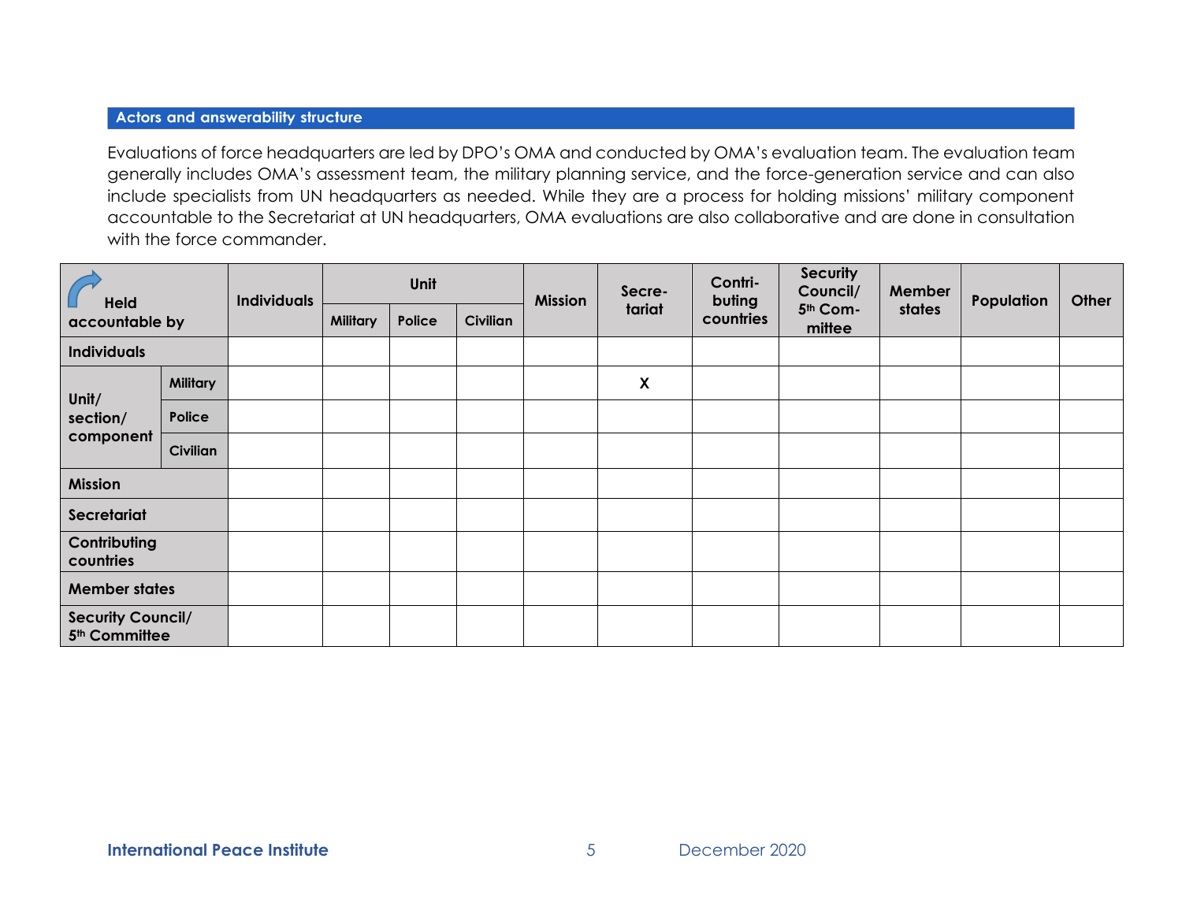## Actors and answerability structure

Evaluations of force headquarters are led by DPO's OMA and conducted by OMA's evaluation team. The evaluation team generally includes OMA's assessment team, the military planning service, and the force-generation service and can also include specialists from UN headquarters as needed. While they are a process for holding missions' military component accountable to the Secretariat at UN headquarters, OMA evaluations are also collaborative and are done in consultation with the force commander.

| Held accountable by | | Individuals | Unit | | | Mission | Secretariat | Contributing countries | Security Council/ 5th Committee | Member states | Population | Other |
|---|---|---|---|---|---|---|---|---|---|---|---|---|
| | | | Military | Police | Civilian | | | | | | | |
| Individuals | | | | | | | | | | | | |
| Unit/ section/ component | Military | | | | | | X | | | | | |
| | Police | | | | | | | | | | | |
| | Civilian | | | | | | | | | | | |
| Mission | | | | | | | | | | | | |
| Secretariat | | | | | | | | | | | | |
| Contributing countries | | | | | | | | | | | | |
| Member states | | | | | | | | | | | | |
| Security Council/ 5th Committee | | | | | | | | | | | | |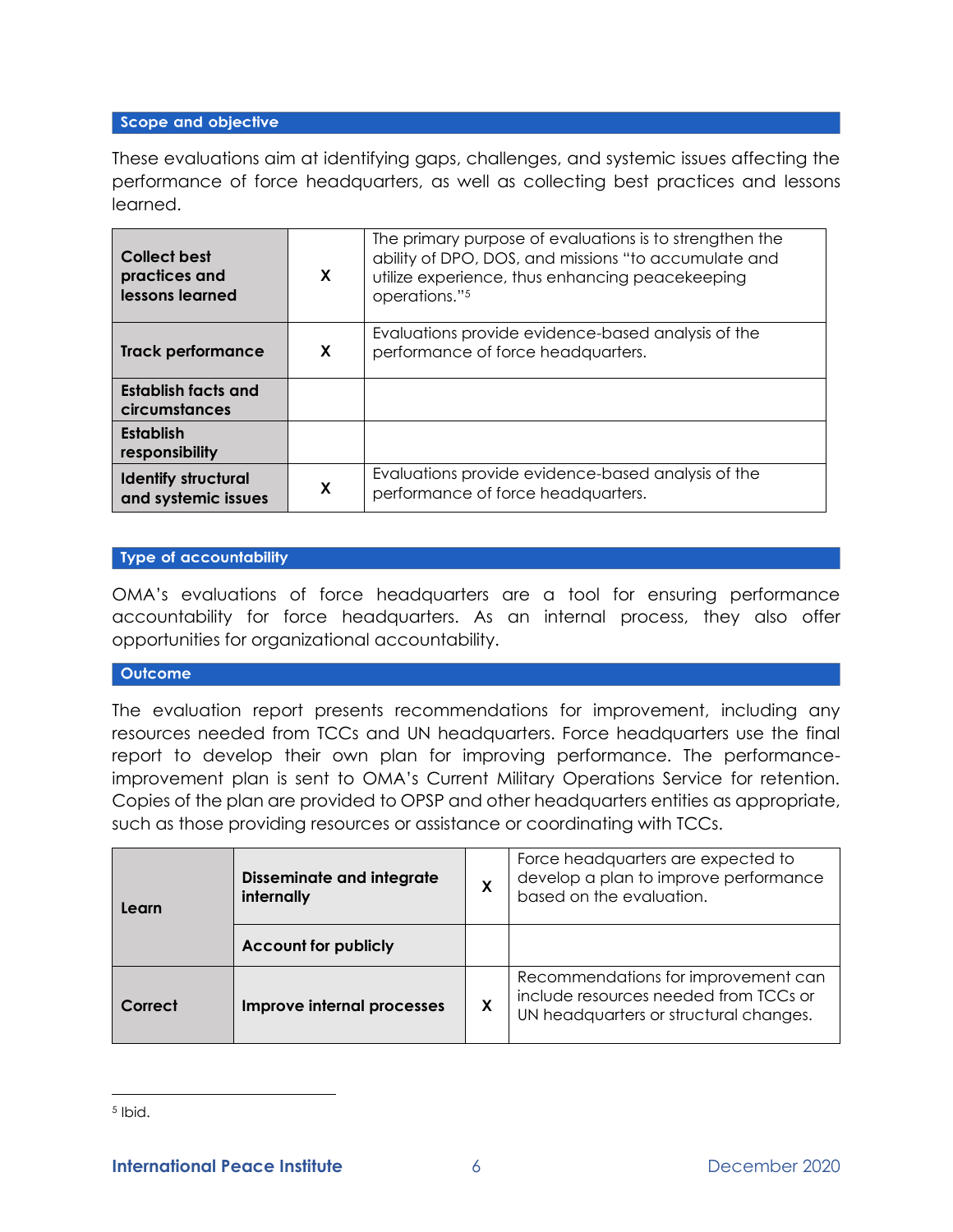## Scope and objective

These evaluations aim at identifying gaps, challenges, and systemic issues affecting the performance of force headquarters, as well as collecting best practices and lessons learned.

| | | |
|---|---|---|
| **Collect best practices and lessons learned** | X | The primary purpose of evaluations is to strengthen the ability of DPO, DOS, and missions "to accumulate and utilize experience, thus enhancing peacekeeping operations."[5] |
| **Track performance** | X | Evaluations provide evidence-based analysis of the performance of force headquarters. |
| **Establish facts and circumstances** | | |
| **Establish responsibility** | | |
| **Identify structural and systemic issues** | X | Evaluations provide evidence-based analysis of the performance of force headquarters. |

## Type of accountability

OMA's evaluations of force headquarters are a tool for ensuring performance accountability for force headquarters. As an internal process, they also offer opportunities for organizational accountability.

## Outcome

The evaluation report presents recommendations for improvement, including any resources needed from TCCs and UN headquarters. Force headquarters use the final report to develop their own plan for improving performance. The performance-improvement plan is sent to OMA's Current Military Operations Service for retention. Copies of the plan are provided to OPSP and other headquarters entities as appropriate, such as those providing resources or assistance or coordinating with TCCs.

| | | | |
|---|---|---|---|
| **Learn** | **Disseminate and integrate internally** | X | Force headquarters are expected to develop a plan to improve performance based on the evaluation. |
| | **Account for publicly** | | |
| **Correct** | **Improve internal processes** | X | Recommendations for improvement can include resources needed from TCCs or UN headquarters or structural changes. |

[5] Ibid.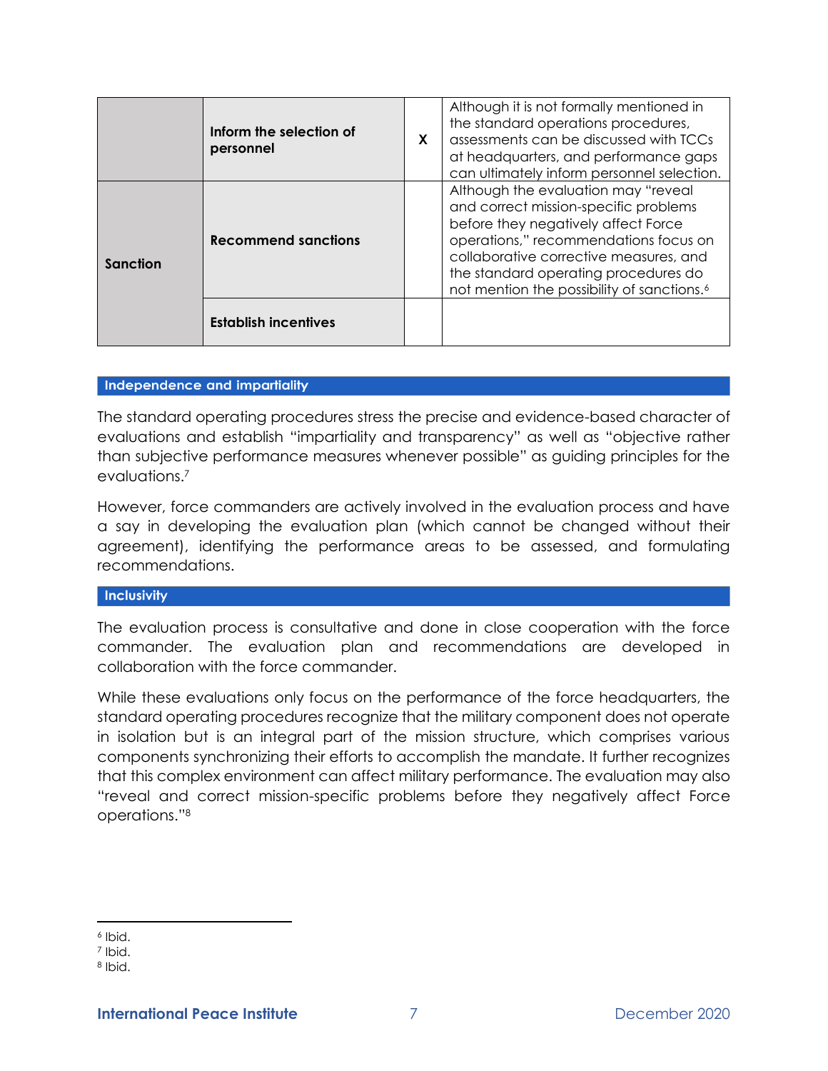| | | | |
|---|---|---|---|
| | **Inform the selection of personnel** | X | Although it is not formally mentioned in the standard operations procedures, assessments can be discussed with TCCs at headquarters, and performance gaps can ultimately inform personnel selection. |
| **Sanction** | **Recommend sanctions** | | Although the evaluation may "reveal and correct mission-specific problems before they negatively affect Force operations," recommendations focus on collaborative corrective measures, and the standard operating procedures do not mention the possibility of sanctions.[6] |
| | **Establish incentives** | | |

## Independence and impartiality

The standard operating procedures stress the precise and evidence-based character of evaluations and establish "impartiality and transparency" as well as "objective rather than subjective performance measures whenever possible" as guiding principles for the evaluations.[7]

However, force commanders are actively involved in the evaluation process and have a say in developing the evaluation plan (which cannot be changed without their agreement), identifying the performance areas to be assessed, and formulating recommendations.

## Inclusivity

The evaluation process is consultative and done in close cooperation with the force commander. The evaluation plan and recommendations are developed in collaboration with the force commander.

While these evaluations only focus on the performance of the force headquarters, the standard operating procedures recognize that the military component does not operate in isolation but is an integral part of the mission structure, which comprises various components synchronizing their efforts to accomplish the mandate. It further recognizes that this complex environment can affect military performance. The evaluation may also "reveal and correct mission-specific problems before they negatively affect Force operations."[8]

---

[6] Ibid.
[7] Ibid.
[8] Ibid.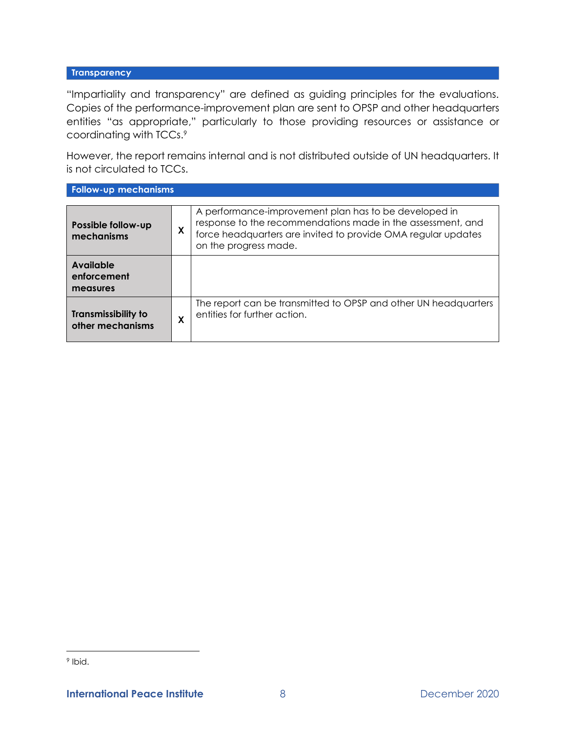## Transparency

"Impartiality and transparency" are defined as guiding principles for the evaluations. Copies of the performance-improvement plan are sent to OPSP and other headquarters entities "as appropriate," particularly to those providing resources or assistance or coordinating with TCCs.[9]

However, the report remains internal and is not distributed outside of UN headquarters. It is not circulated to TCCs.

## Follow-up mechanisms

| | | |
|---|---|---|
| **Possible follow-up mechanisms** | X | A performance-improvement plan has to be developed in response to the recommendations made in the assessment, and force headquarters are invited to provide OMA regular updates on the progress made. |
| **Available enforcement measures** | | |
| **Transmissibility to other mechanisms** | X | The report can be transmitted to OPSP and other UN headquarters entities for further action. |

[9] Ibid.